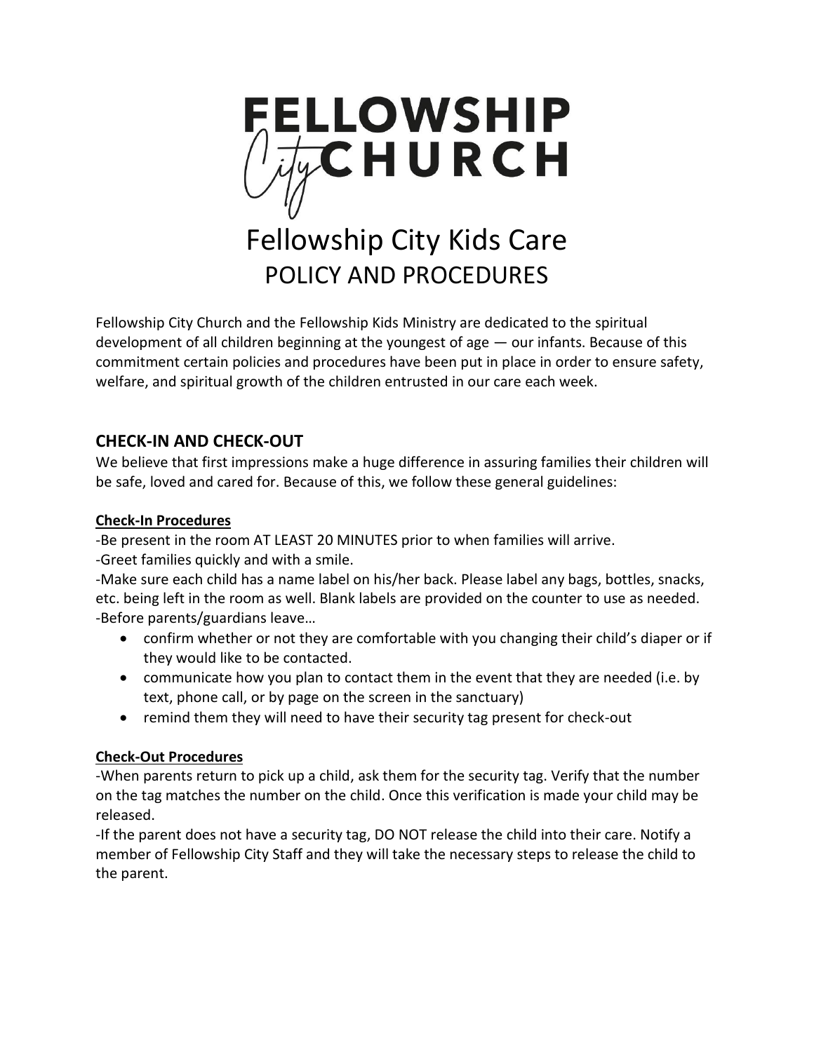# FELLOWSHIP City CHURCH

# Fellowship City Kids Care
## POLICY AND PROCEDURES

Fellowship City Church and the Fellowship Kids Ministry are dedicated to the spiritual development of all children beginning at the youngest of age — our infants. Because of this commitment certain policies and procedures have been put in place in order to ensure safety, welfare, and spiritual growth of the children entrusted in our care each week.

## CHECK-IN AND CHECK-OUT

We believe that first impressions make a huge difference in assuring families their children will be safe, loved and cared for. Because of this, we follow these general guidelines:

### Check-In Procedures

-Be present in the room AT LEAST 20 MINUTES prior to when families will arrive.
-Greet families quickly and with a smile.
-Make sure each child has a name label on his/her back. Please label any bags, bottles, snacks, etc. being left in the room as well. Blank labels are provided on the counter to use as needed.
-Before parents/guardians leave…

- confirm whether or not they are comfortable with you changing their child's diaper or if they would like to be contacted.
- communicate how you plan to contact them in the event that they are needed (i.e. by text, phone call, or by page on the screen in the sanctuary)
- remind them they will need to have their security tag present for check-out

### Check-Out Procedures

-When parents return to pick up a child, ask them for the security tag. Verify that the number on the tag matches the number on the child. Once this verification is made your child may be released.
-If the parent does not have a security tag, DO NOT release the child into their care. Notify a member of Fellowship City Staff and they will take the necessary steps to release the child to the parent.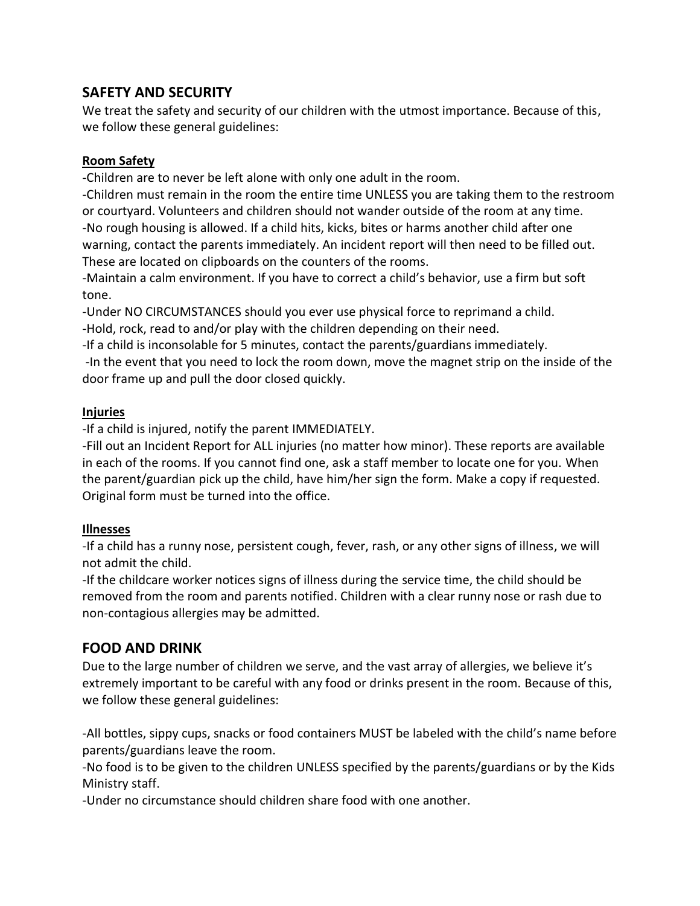## SAFETY AND SECURITY

We treat the safety and security of our children with the utmost importance. Because of this, we follow these general guidelines:

### Room Safety

-Children are to never be left alone with only one adult in the room.

-Children must remain in the room the entire time UNLESS you are taking them to the restroom or courtyard. Volunteers and children should not wander outside of the room at any time.

-No rough housing is allowed. If a child hits, kicks, bites or harms another child after one warning, contact the parents immediately. An incident report will then need to be filled out. These are located on clipboards on the counters of the rooms.

-Maintain a calm environment. If you have to correct a child's behavior, use a firm but soft tone.

-Under NO CIRCUMSTANCES should you ever use physical force to reprimand a child.

-Hold, rock, read to and/or play with the children depending on their need.

-If a child is inconsolable for 5 minutes, contact the parents/guardians immediately.

-In the event that you need to lock the room down, move the magnet strip on the inside of the door frame up and pull the door closed quickly.

### Injuries

-If a child is injured, notify the parent IMMEDIATELY.

-Fill out an Incident Report for ALL injuries (no matter how minor). These reports are available in each of the rooms. If you cannot find one, ask a staff member to locate one for you. When the parent/guardian pick up the child, have him/her sign the form. Make a copy if requested. Original form must be turned into the office.

### Illnesses

-If a child has a runny nose, persistent cough, fever, rash, or any other signs of illness, we will not admit the child.

-If the childcare worker notices signs of illness during the service time, the child should be removed from the room and parents notified. Children with a clear runny nose or rash due to non-contagious allergies may be admitted.

## FOOD AND DRINK

Due to the large number of children we serve, and the vast array of allergies, we believe it's extremely important to be careful with any food or drinks present in the room. Because of this, we follow these general guidelines:

-All bottles, sippy cups, snacks or food containers MUST be labeled with the child's name before parents/guardians leave the room.

-No food is to be given to the children UNLESS specified by the parents/guardians or by the Kids Ministry staff.

-Under no circumstance should children share food with one another.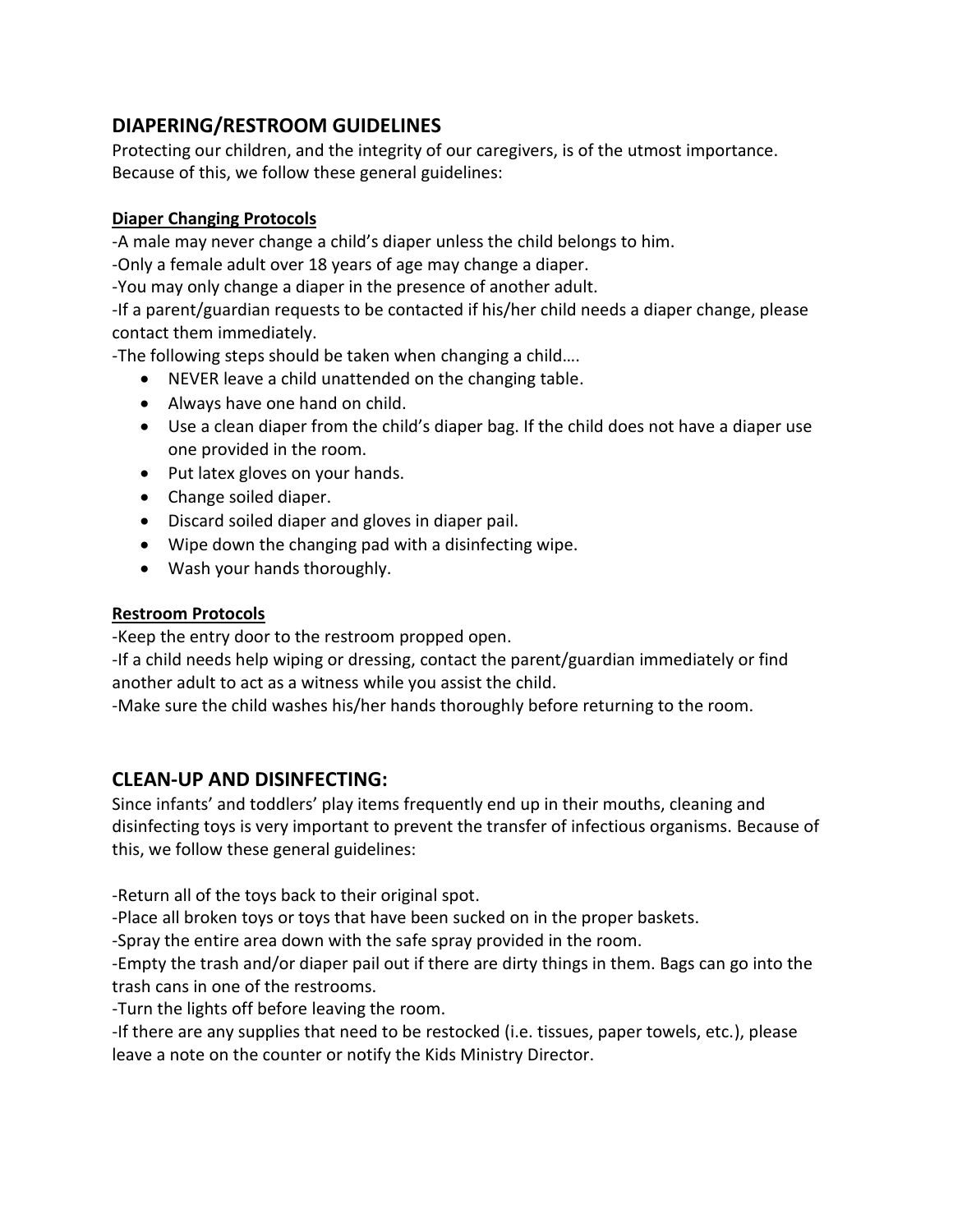## DIAPERING/RESTROOM GUIDELINES

Protecting our children, and the integrity of our caregivers, is of the utmost importance. Because of this, we follow these general guidelines:

**Diaper Changing Protocols**

-A male may never change a child's diaper unless the child belongs to him.

-Only a female adult over 18 years of age may change a diaper.

-You may only change a diaper in the presence of another adult.

-If a parent/guardian requests to be contacted if his/her child needs a diaper change, please contact them immediately.

-The following steps should be taken when changing a child….

- NEVER leave a child unattended on the changing table.
- Always have one hand on child.
- Use a clean diaper from the child's diaper bag. If the child does not have a diaper use one provided in the room.
- Put latex gloves on your hands.
- Change soiled diaper.
- Discard soiled diaper and gloves in diaper pail.
- Wipe down the changing pad with a disinfecting wipe.
- Wash your hands thoroughly.

**Restroom Protocols**

-Keep the entry door to the restroom propped open.

-If a child needs help wiping or dressing, contact the parent/guardian immediately or find another adult to act as a witness while you assist the child.

-Make sure the child washes his/her hands thoroughly before returning to the room.

## CLEAN-UP AND DISINFECTING:

Since infants' and toddlers' play items frequently end up in their mouths, cleaning and disinfecting toys is very important to prevent the transfer of infectious organisms. Because of this, we follow these general guidelines:

-Return all of the toys back to their original spot.

-Place all broken toys or toys that have been sucked on in the proper baskets.

-Spray the entire area down with the safe spray provided in the room.

-Empty the trash and/or diaper pail out if there are dirty things in them. Bags can go into the trash cans in one of the restrooms.

-Turn the lights off before leaving the room.

-If there are any supplies that need to be restocked (i.e. tissues, paper towels, etc.), please leave a note on the counter or notify the Kids Ministry Director.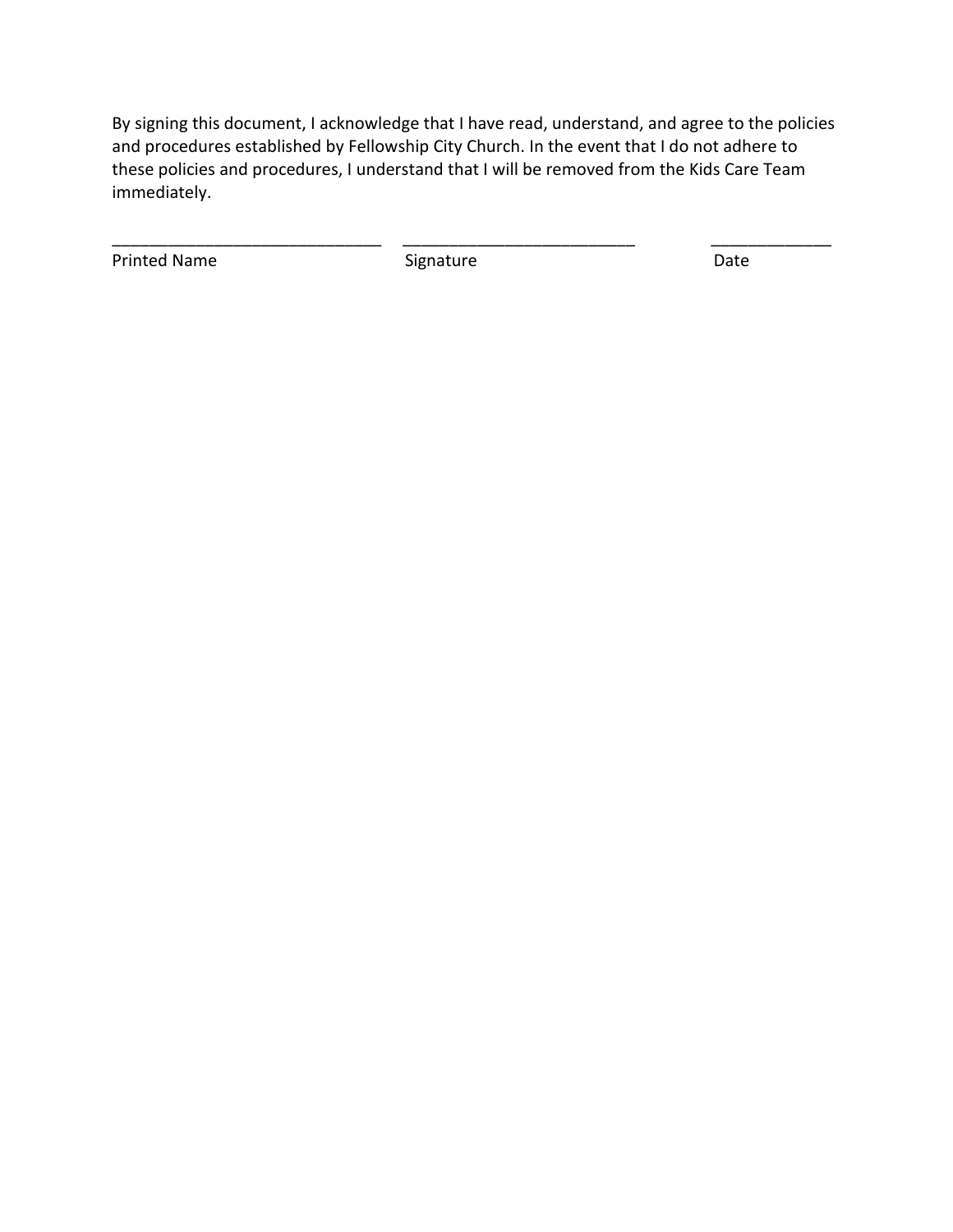By signing this document, I acknowledge that I have read, understand, and agree to the policies and procedures established by Fellowship City Church. In the event that I do not adhere to these policies and procedures, I understand that I will be removed from the Kids Care Team immediately.

| | | |
|---|---|---|
| ______________________________ | __________________________ | _____________ |
| Printed Name | Signature | Date |